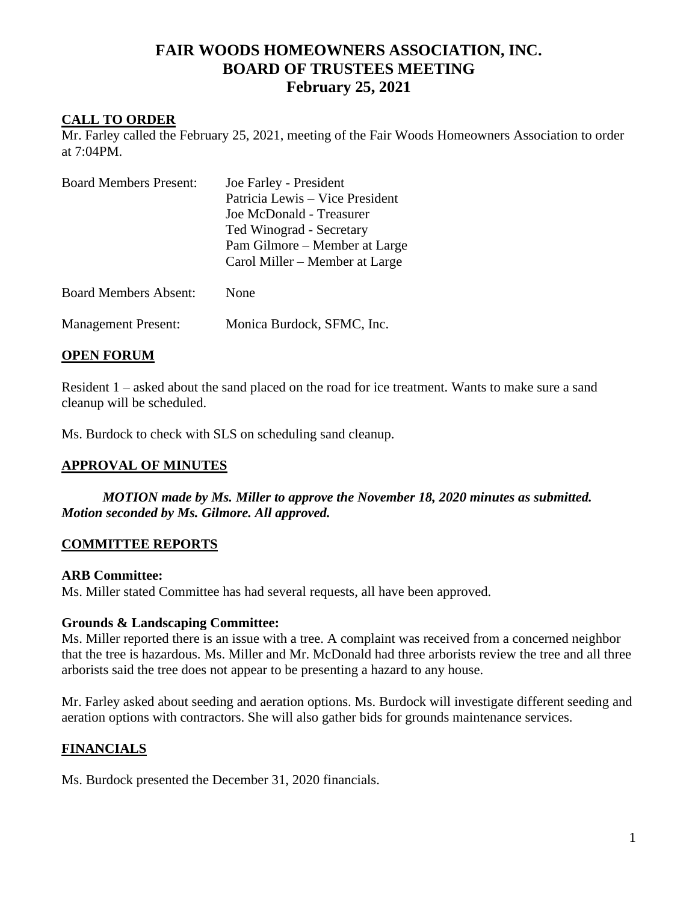# FAIR WOODS HOMEOWNERS ASSOCIATION, INC.
# BOARD OF TRUSTEES MEETING
# February 25, 2021

## CALL TO ORDER

Mr. Farley called the February 25, 2021, meeting of the Fair Woods Homeowners Association to order at 7:04PM.

| | |
|---|---|
| Board Members Present: | Joe Farley - President<br>Patricia Lewis – Vice President<br>Joe McDonald - Treasurer<br>Ted Winograd - Secretary<br>Pam Gilmore – Member at Large<br>Carol Miller – Member at Large |
| Board Members Absent: | None |
| Management Present: | Monica Burdock, SFMC, Inc. |

## OPEN FORUM

Resident 1 – asked about the sand placed on the road for ice treatment. Wants to make sure a sand cleanup will be scheduled.

Ms. Burdock to check with SLS on scheduling sand cleanup.

## APPROVAL OF MINUTES

***MOTION made by Ms. Miller to approve the November 18, 2020 minutes as submitted. Motion seconded by Ms. Gilmore. All approved.***

## COMMITTEE REPORTS

**ARB Committee:**
Ms. Miller stated Committee has had several requests, all have been approved.

**Grounds & Landscaping Committee:**
Ms. Miller reported there is an issue with a tree. A complaint was received from a concerned neighbor that the tree is hazardous. Ms. Miller and Mr. McDonald had three arborists review the tree and all three arborists said the tree does not appear to be presenting a hazard to any house.

Mr. Farley asked about seeding and aeration options. Ms. Burdock will investigate different seeding and aeration options with contractors. She will also gather bids for grounds maintenance services.

## FINANCIALS

Ms. Burdock presented the December 31, 2020 financials.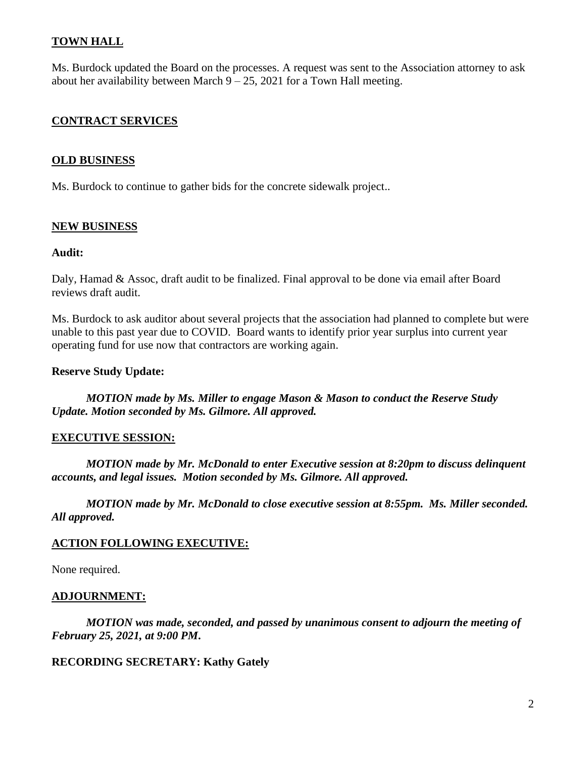## **TOWN HALL**

Ms. Burdock updated the Board on the processes. A request was sent to the Association attorney to ask about her availability between March 9 – 25, 2021 for a Town Hall meeting.

## **CONTRACT SERVICES**

## **OLD BUSINESS**

Ms. Burdock to continue to gather bids for the concrete sidewalk project..

## **NEW BUSINESS**

**Audit:**

Daly, Hamad & Assoc, draft audit to be finalized. Final approval to be done via email after Board reviews draft audit.

Ms. Burdock to ask auditor about several projects that the association had planned to complete but were unable to this past year due to COVID. Board wants to identify prior year surplus into current year operating fund for use now that contractors are working again.

**Reserve Study Update:**

***MOTION made by Ms. Miller to engage Mason & Mason to conduct the Reserve Study Update. Motion seconded by Ms. Gilmore. All approved.***

## **EXECUTIVE SESSION:**

***MOTION made by Mr. McDonald to enter Executive session at 8:20pm to discuss delinquent accounts, and legal issues. Motion seconded by Ms. Gilmore. All approved.***

***MOTION made by Mr. McDonald to close executive session at 8:55pm. Ms. Miller seconded. All approved.***

## **ACTION FOLLOWING EXECUTIVE:**

None required.

## **ADJOURNMENT:**

***MOTION was made, seconded, and passed by unanimous consent to adjourn the meeting of February 25, 2021, at 9:00 PM.***

**RECORDING SECRETARY: Kathy Gately**